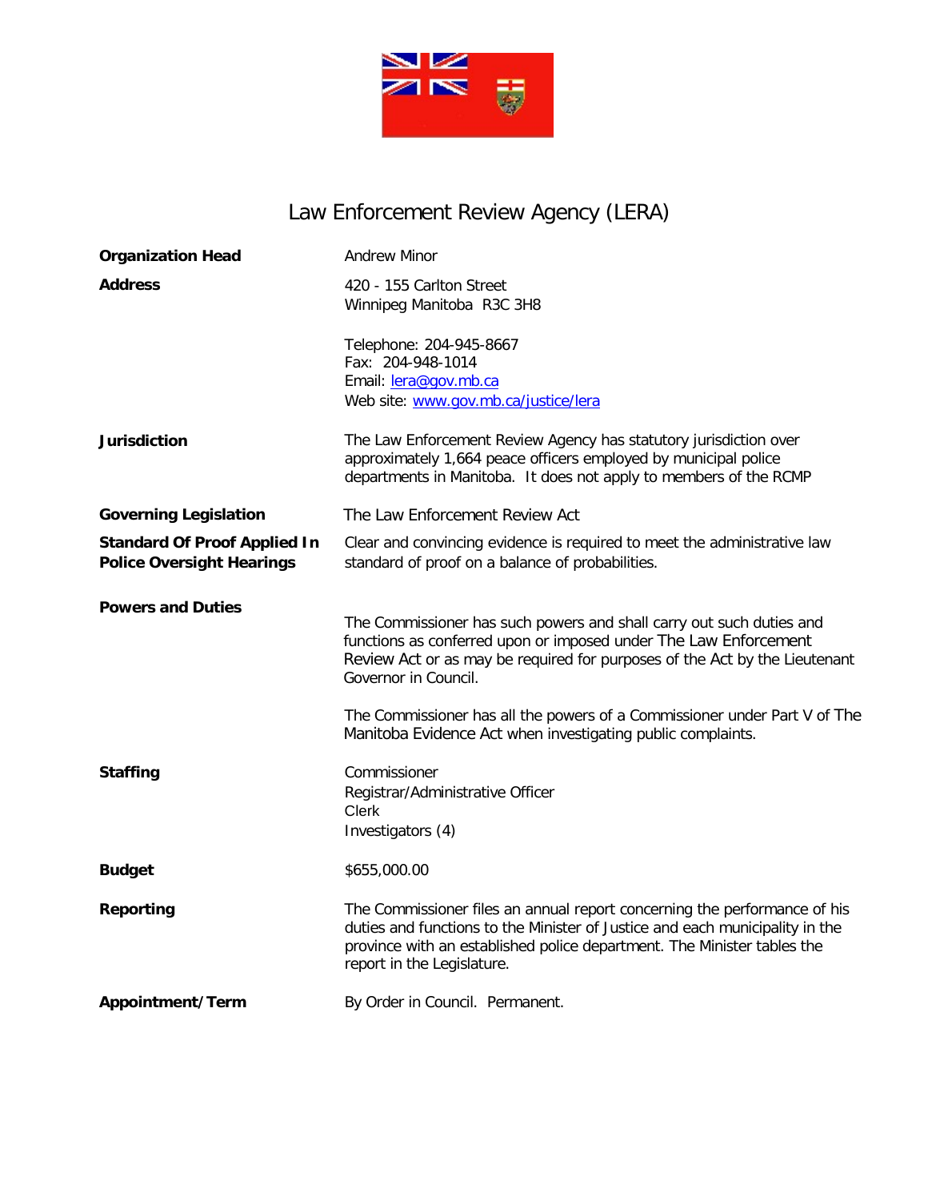# Law Enforcement Review Agency (LERA)

| | |
|---|---|
| **Organization Head** | Andrew Minor |
| **Address** | 420 - 155 Carlton Street<br>Winnipeg Manitoba R3C 3H8<br><br>Telephone: 204-945-8667<br>Fax: 204-948-1014<br>Email: lera@gov.mb.ca<br>Web site: www.gov.mb.ca/justice/lera |
| **Jurisdiction** | The Law Enforcement Review Agency has statutory jurisdiction over approximately 1,664 peace officers employed by municipal police departments in Manitoba. It does not apply to members of the RCMP |
| **Governing Legislation** | The Law Enforcement Review Act |
| **Standard Of Proof Applied In Police Oversight Hearings** | Clear and convincing evidence is required to meet the administrative law standard of proof on a balance of probabilities. |
| **Powers and Duties** | The Commissioner has such powers and shall carry out such duties and functions as conferred upon or imposed under The Law Enforcement Review Act or as may be required for purposes of the Act by the Lieutenant Governor in Council.<br><br>The Commissioner has all the powers of a Commissioner under Part V of The Manitoba Evidence Act when investigating public complaints. |
| **Staffing** | Commissioner<br>Registrar/Administrative Officer<br>Clerk<br>Investigators (4) |
| **Budget** | $655,000.00 |
| **Reporting** | The Commissioner files an annual report concerning the performance of his duties and functions to the Minister of Justice and each municipality in the province with an established police department. The Minister tables the report in the Legislature. |
| **Appointment/Term** | By Order in Council. Permanent. |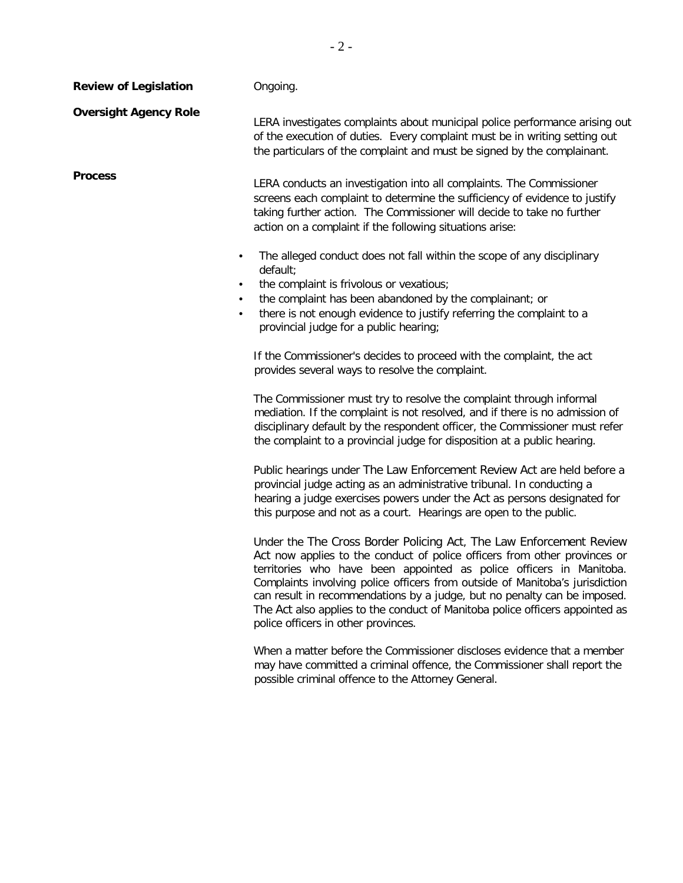**Review of Legislation**

Ongoing.

**Oversight Agency Role**

LERA investigates complaints about municipal police performance arising out of the execution of duties. Every complaint must be in writing setting out the particulars of the complaint and must be signed by the complainant.

**Process**

LERA conducts an investigation into all complaints. The Commissioner screens each complaint to determine the sufficiency of evidence to justify taking further action. The Commissioner will decide to take no further action on a complaint if the following situations arise:

- The alleged conduct does not fall within the scope of any disciplinary default;
- the complaint is frivolous or vexatious;
- the complaint has been abandoned by the complainant; or
- there is not enough evidence to justify referring the complaint to a provincial judge for a public hearing;

If the Commissioner's decides to proceed with the complaint, the act provides several ways to resolve the complaint.

The Commissioner must try to resolve the complaint through informal mediation. If the complaint is not resolved, and if there is no admission of disciplinary default by the respondent officer, the Commissioner must refer the complaint to a provincial judge for disposition at a public hearing.

Public hearings under The Law Enforcement Review Act are held before a provincial judge acting as an administrative tribunal. In conducting a hearing a judge exercises powers under the Act as persons designated for this purpose and not as a court. Hearings are open to the public.

Under the The Cross Border Policing Act, The Law Enforcement Review Act now applies to the conduct of police officers from other provinces or territories who have been appointed as police officers in Manitoba. Complaints involving police officers from outside of Manitoba's jurisdiction can result in recommendations by a judge, but no penalty can be imposed. The Act also applies to the conduct of Manitoba police officers appointed as police officers in other provinces.

When a matter before the Commissioner discloses evidence that a member may have committed a criminal offence, the Commissioner shall report the possible criminal offence to the Attorney General.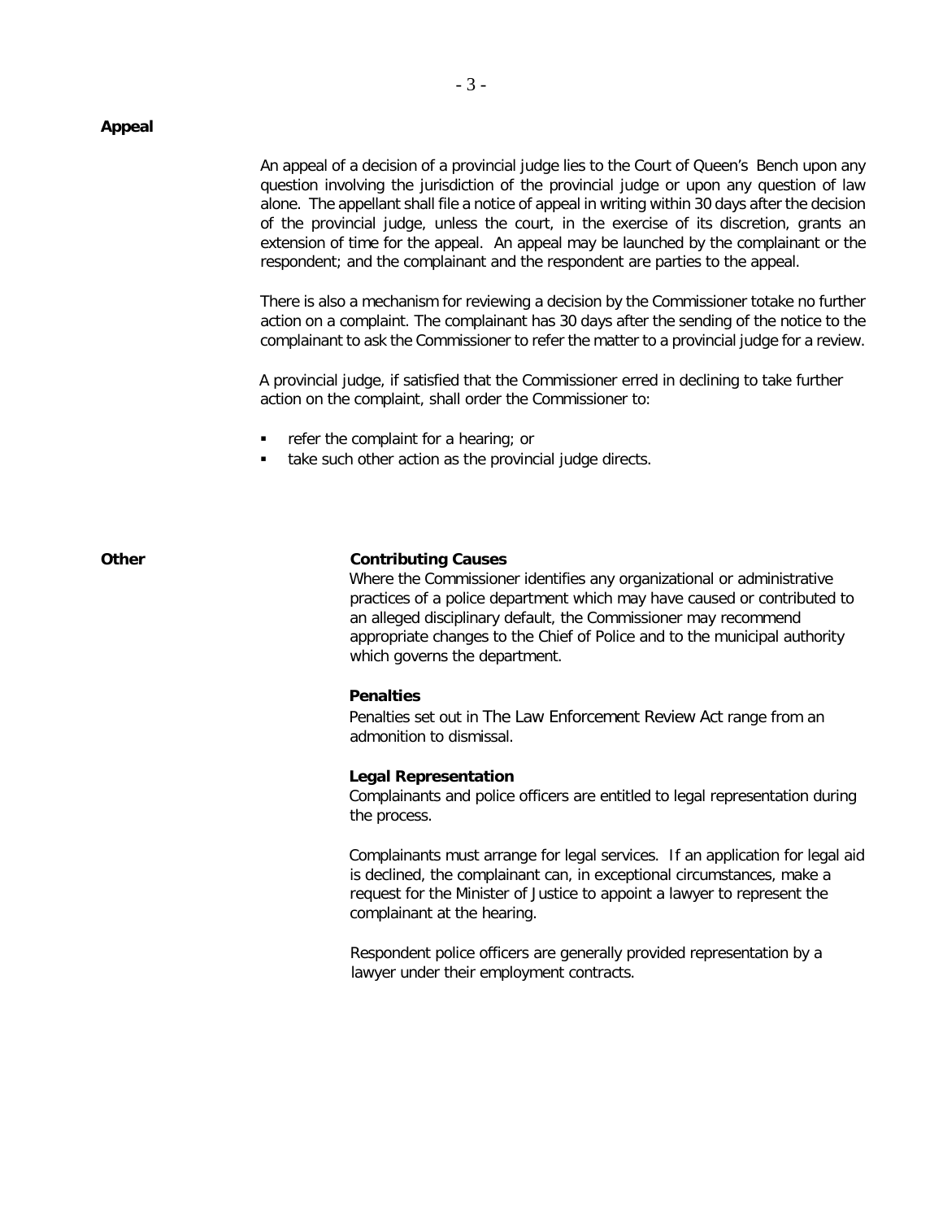## Appeal

An appeal of a decision of a provincial judge lies to the Court of Queen's Bench upon any question involving the jurisdiction of the provincial judge or upon any question of law alone. The appellant shall file a notice of appeal in writing within 30 days after the decision of the provincial judge, unless the court, in the exercise of its discretion, grants an extension of time for the appeal. An appeal may be launched by the complainant or the respondent; and the complainant and the respondent are parties to the appeal.

There is also a mechanism for reviewing a decision by the Commissioner totake no further action on a complaint. The complainant has 30 days after the sending of the notice to the complainant to ask the Commissioner to refer the matter to a provincial judge for a review.

A provincial judge, if satisfied that the Commissioner erred in declining to take further action on the complaint, shall order the Commissioner to:

- refer the complaint for a hearing; or
- take such other action as the provincial judge directs.

## Other

### Contributing Causes

Where the Commissioner identifies any organizational or administrative practices of a police department which may have caused or contributed to an alleged disciplinary default, the Commissioner may recommend appropriate changes to the Chief of Police and to the municipal authority which governs the department.

### Penalties

Penalties set out in The Law Enforcement Review Act range from an admonition to dismissal.

### Legal Representation

Complainants and police officers are entitled to legal representation during the process.

Complainants must arrange for legal services. If an application for legal aid is declined, the complainant can, in exceptional circumstances, make a request for the Minister of Justice to appoint a lawyer to represent the complainant at the hearing.

Respondent police officers are generally provided representation by a lawyer under their employment contracts.